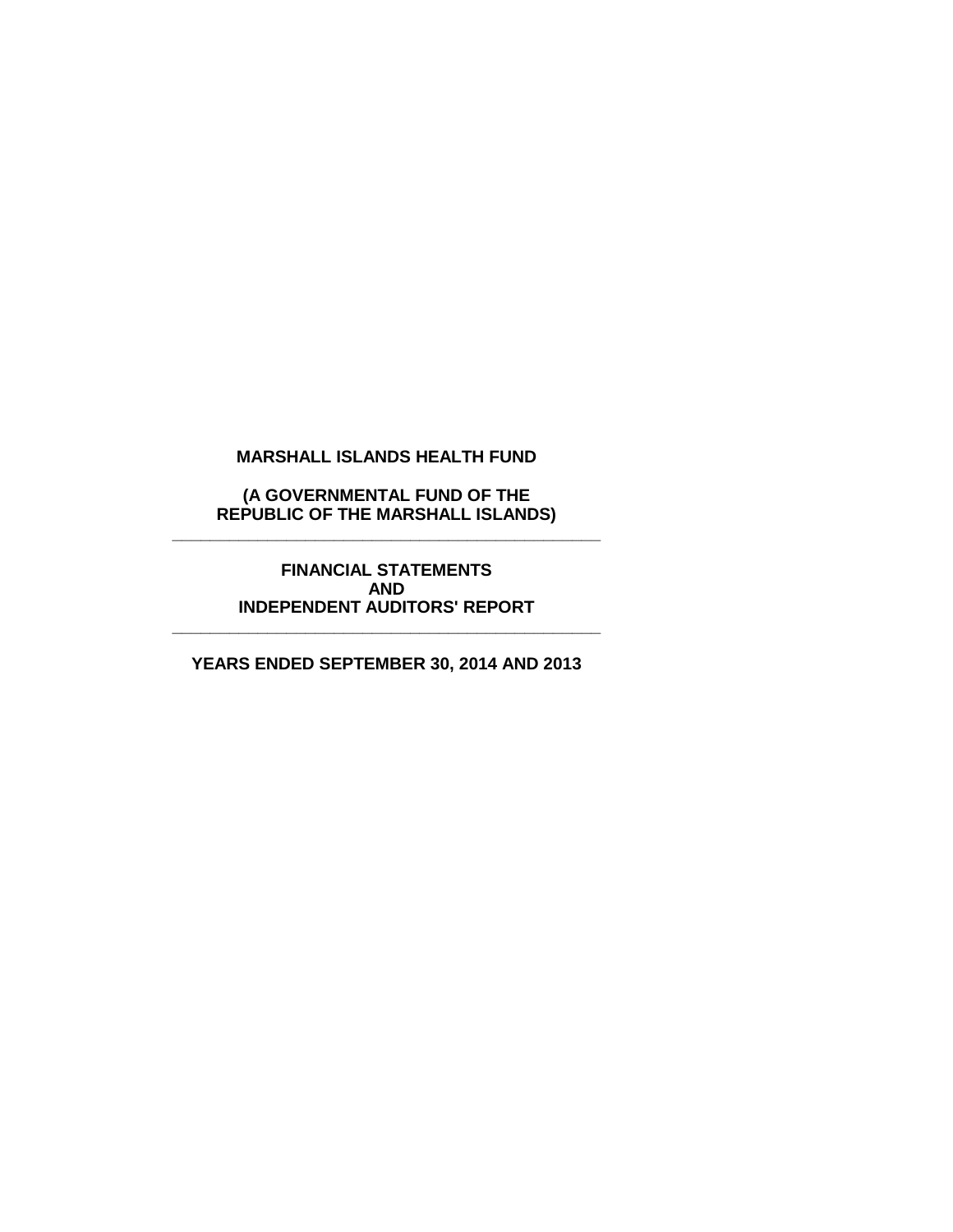# MARSHALL ISLANDS HEALTH FUND

**(A GOVERNMENTAL FUND OF THE REPUBLIC OF THE MARSHALL ISLANDS)**

---

**FINANCIAL STATEMENTS AND INDEPENDENT AUDITORS' REPORT**

---

**YEARS ENDED SEPTEMBER 30, 2014 AND 2013**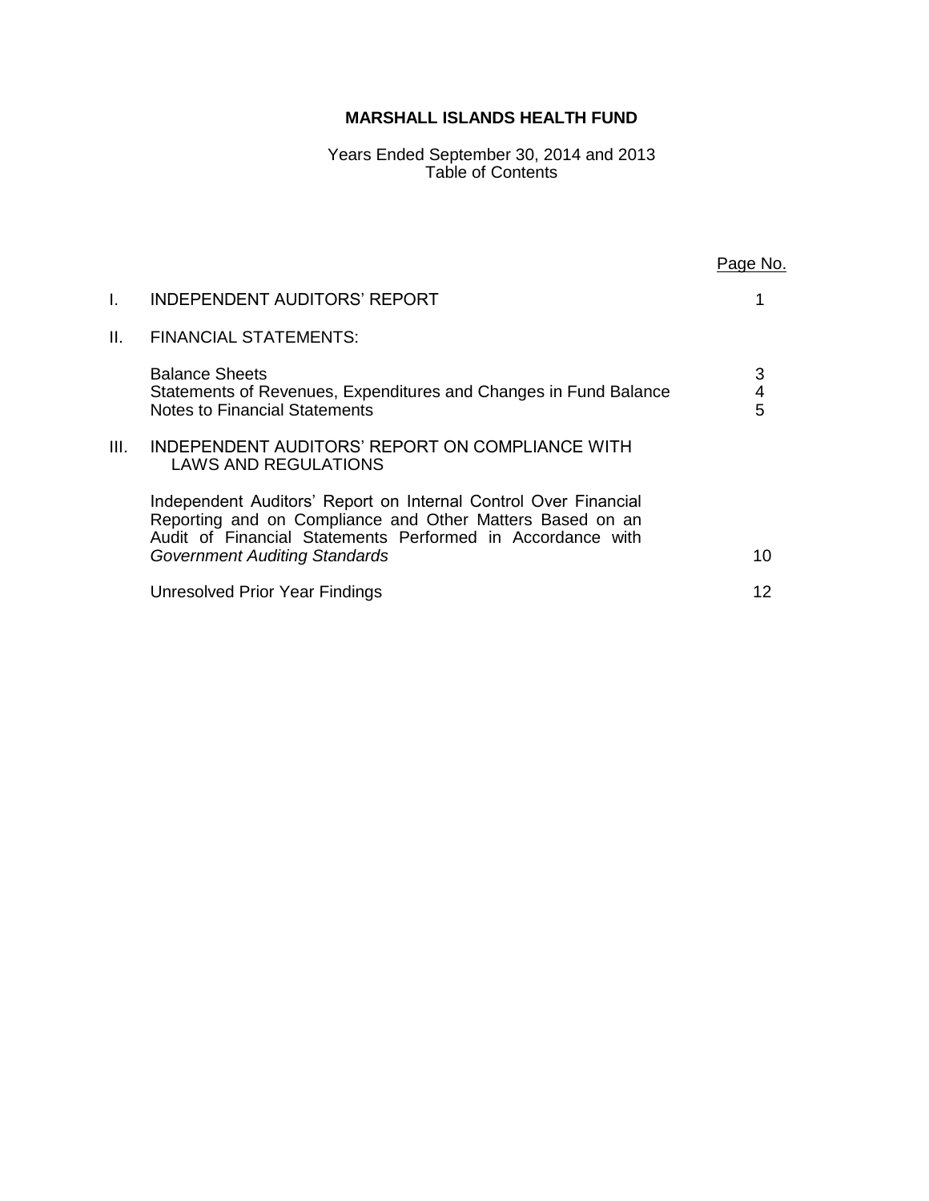# MARSHALL ISLANDS HEALTH FUND

Years Ended September 30, 2014 and 2013
Table of Contents

| | | Page No. |
|---|---|---|
| I. | INDEPENDENT AUDITORS' REPORT | 1 |
| II. | FINANCIAL STATEMENTS: | |
| | Balance Sheets | 3 |
| | Statements of Revenues, Expenditures and Changes in Fund Balance | 4 |
| | Notes to Financial Statements | 5 |
| III. | INDEPENDENT AUDITORS' REPORT ON COMPLIANCE WITH LAWS AND REGULATIONS | |
| | Independent Auditors' Report on Internal Control Over Financial Reporting and on Compliance and Other Matters Based on an Audit of Financial Statements Performed in Accordance with *Government Auditing Standards* | 10 |
| | Unresolved Prior Year Findings | 12 |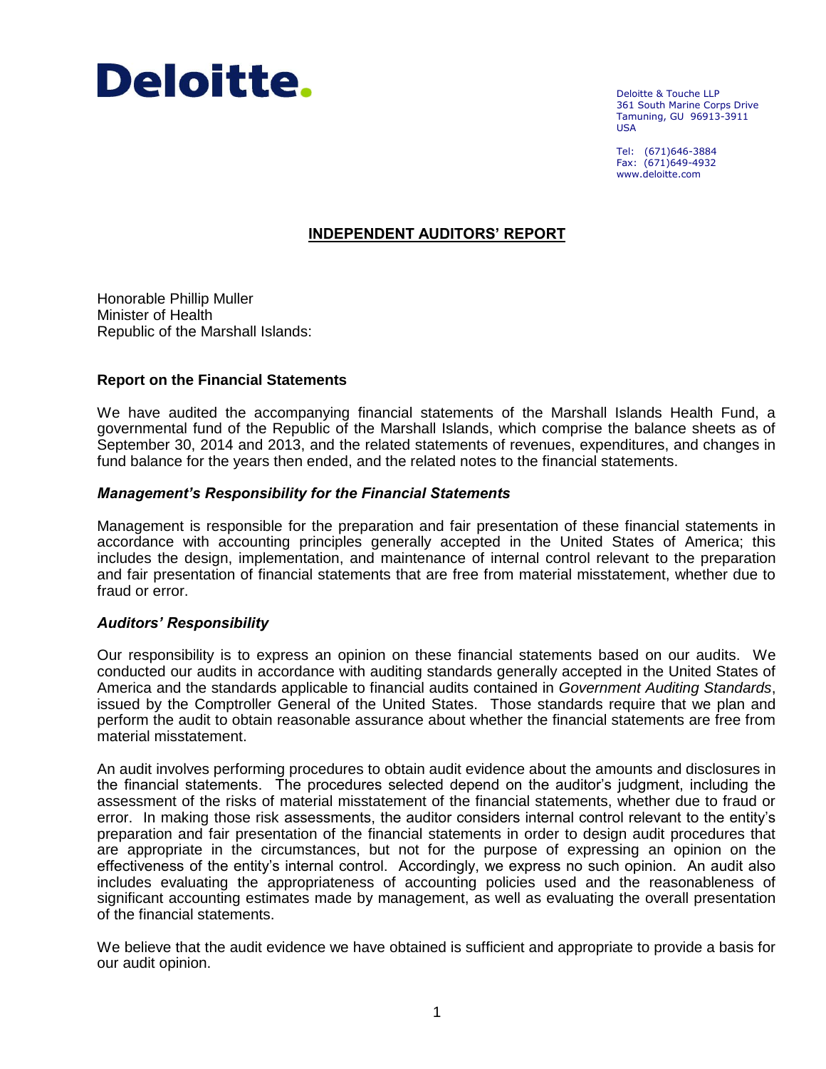Deloitte.

Deloitte & Touche LLP
361 South Marine Corps Drive
Tamuning, GU 96913-3911
USA

Tel: (671)646-3884
Fax: (671)649-4932
www.deloitte.com

## INDEPENDENT AUDITORS' REPORT

Honorable Phillip Muller
Minister of Health
Republic of the Marshall Islands:

### Report on the Financial Statements

We have audited the accompanying financial statements of the Marshall Islands Health Fund, a governmental fund of the Republic of the Marshall Islands, which comprise the balance sheets as of September 30, 2014 and 2013, and the related statements of revenues, expenditures, and changes in fund balance for the years then ended, and the related notes to the financial statements.

### *Management's Responsibility for the Financial Statements*

Management is responsible for the preparation and fair presentation of these financial statements in accordance with accounting principles generally accepted in the United States of America; this includes the design, implementation, and maintenance of internal control relevant to the preparation and fair presentation of financial statements that are free from material misstatement, whether due to fraud or error.

### *Auditors' Responsibility*

Our responsibility is to express an opinion on these financial statements based on our audits. We conducted our audits in accordance with auditing standards generally accepted in the United States of America and the standards applicable to financial audits contained in *Government Auditing Standards*, issued by the Comptroller General of the United States. Those standards require that we plan and perform the audit to obtain reasonable assurance about whether the financial statements are free from material misstatement.

An audit involves performing procedures to obtain audit evidence about the amounts and disclosures in the financial statements. The procedures selected depend on the auditor's judgment, including the assessment of the risks of material misstatement of the financial statements, whether due to fraud or error. In making those risk assessments, the auditor considers internal control relevant to the entity's preparation and fair presentation of the financial statements in order to design audit procedures that are appropriate in the circumstances, but not for the purpose of expressing an opinion on the effectiveness of the entity's internal control. Accordingly, we express no such opinion. An audit also includes evaluating the appropriateness of accounting policies used and the reasonableness of significant accounting estimates made by management, as well as evaluating the overall presentation of the financial statements.

We believe that the audit evidence we have obtained is sufficient and appropriate to provide a basis for our audit opinion.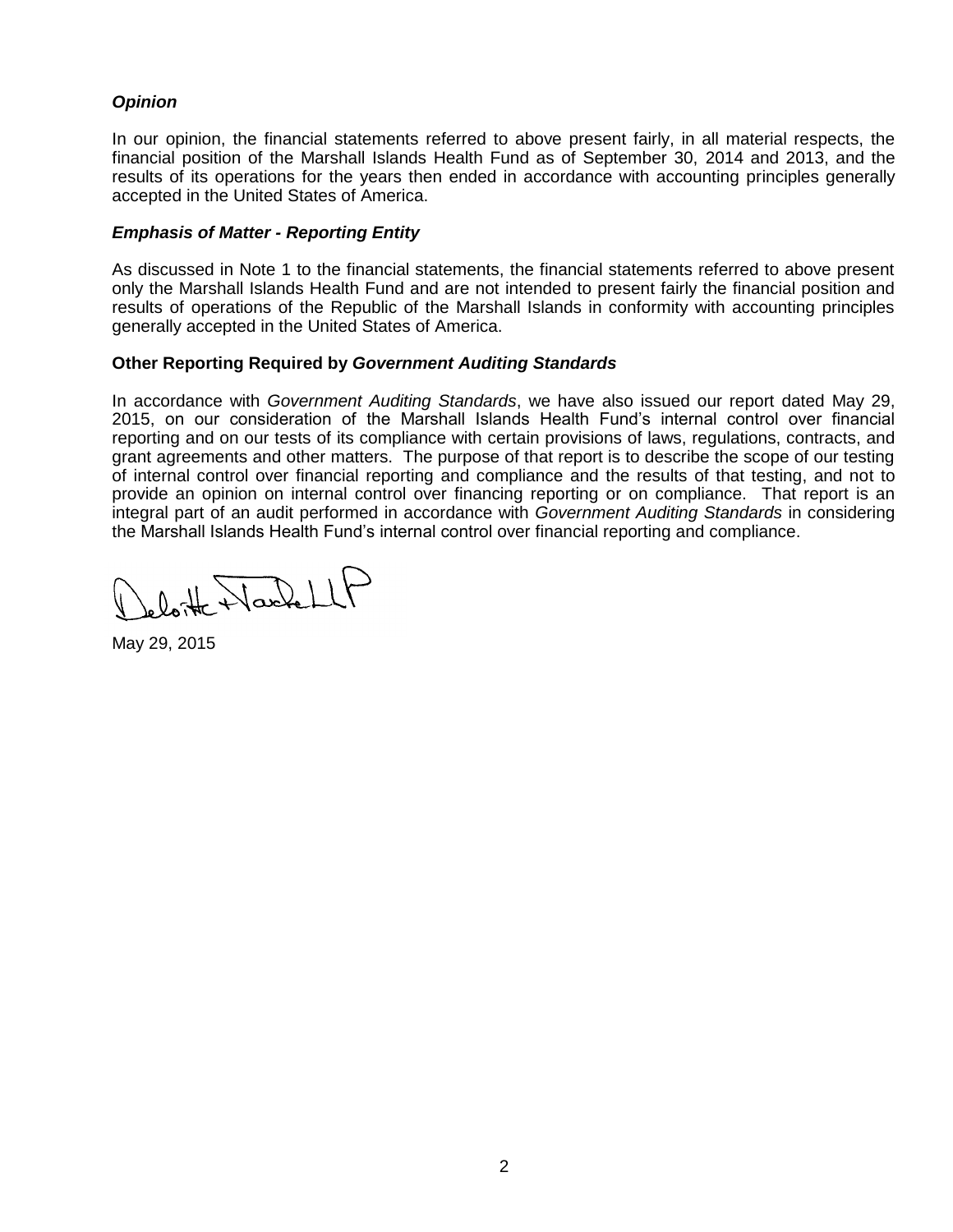### *Opinion*

In our opinion, the financial statements referred to above present fairly, in all material respects, the financial position of the Marshall Islands Health Fund as of September 30, 2014 and 2013, and the results of its operations for the years then ended in accordance with accounting principles generally accepted in the United States of America.

### *Emphasis of Matter - Reporting Entity*

As discussed in Note 1 to the financial statements, the financial statements referred to above present only the Marshall Islands Health Fund and are not intended to present fairly the financial position and results of operations of the Republic of the Marshall Islands in conformity with accounting principles generally accepted in the United States of America.

### Other Reporting Required by *Government Auditing Standards*

In accordance with *Government Auditing Standards*, we have also issued our report dated May 29, 2015, on our consideration of the Marshall Islands Health Fund's internal control over financial reporting and on our tests of its compliance with certain provisions of laws, regulations, contracts, and grant agreements and other matters. The purpose of that report is to describe the scope of our testing of internal control over financial reporting and compliance and the results of that testing, and not to provide an opinion on internal control over financing reporting or on compliance. That report is an integral part of an audit performed in accordance with *Government Auditing Standards* in considering the Marshall Islands Health Fund's internal control over financial reporting and compliance.

Deloitte + Touche LLP

May 29, 2015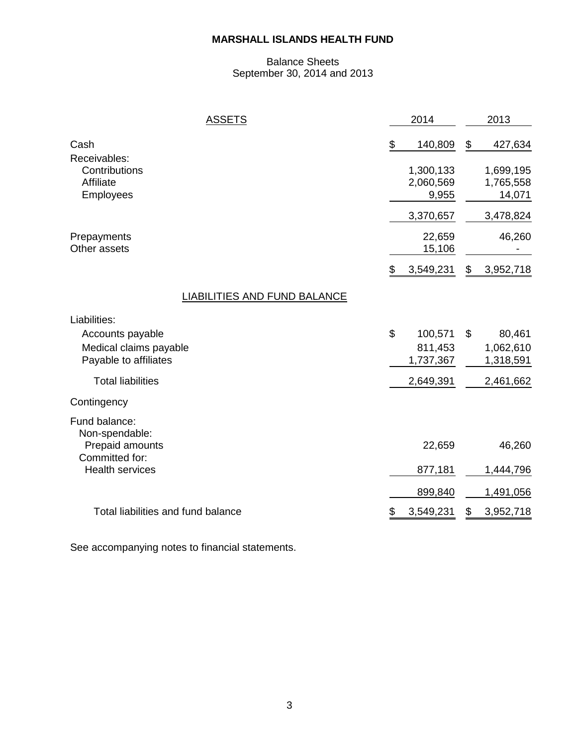# MARSHALL ISLANDS HEALTH FUND

Balance Sheets
September 30, 2014 and 2013

| ASSETS | 2014 | 2013 |
|---|---|---|
| Cash | $ 140,809 | $ 427,634 |
| Receivables: | | |
| Contributions | 1,300,133 | 1,699,195 |
| Affiliate | 2,060,569 | 1,765,558 |
| Employees | 9,955 | 14,071 |
| | 3,370,657 | 3,478,824 |
| Prepayments | 22,659 | 46,260 |
| Other assets | 15,106 | - |
| | $ 3,549,231 | $ 3,952,718 |
| **LIABILITIES AND FUND BALANCE** | | |
| Liabilities: | | |
| Accounts payable | $ 100,571 | $ 80,461 |
| Medical claims payable | 811,453 | 1,062,610 |
| Payable to affiliates | 1,737,367 | 1,318,591 |
| Total liabilities | 2,649,391 | 2,461,662 |
| Contingency | | |
| Fund balance: | | |
| Non-spendable: | | |
| Prepaid amounts | 22,659 | 46,260 |
| Committed for: | | |
| Health services | 877,181 | 1,444,796 |
| | 899,840 | 1,491,056 |
| Total liabilities and fund balance | $ 3,549,231 | $ 3,952,718 |

See accompanying notes to financial statements.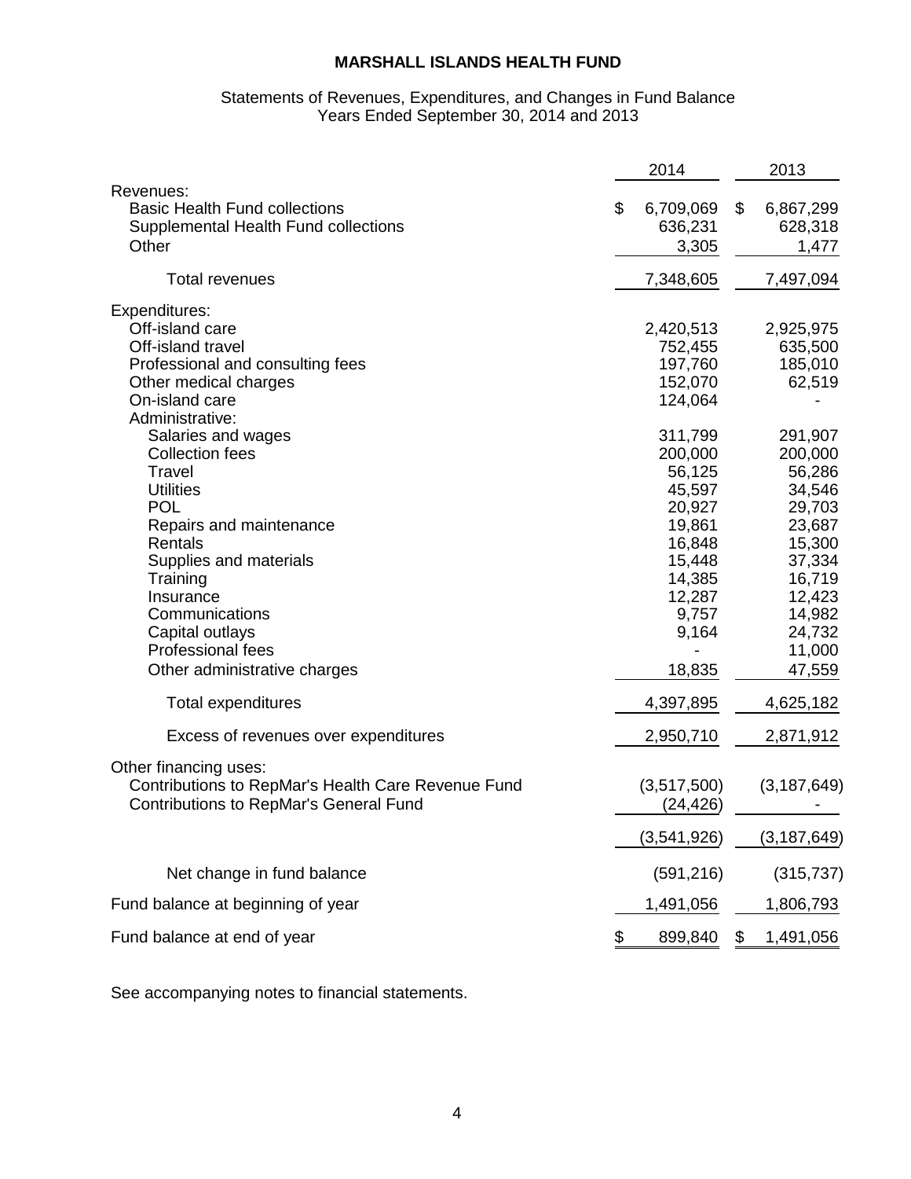# MARSHALL ISLANDS HEALTH FUND

Statements of Revenues, Expenditures, and Changes in Fund Balance
Years Ended September 30, 2014 and 2013

| | 2014 | 2013 |
|---|---|---|
| Revenues: | | |
| Basic Health Fund collections | $ 6,709,069 | $ 6,867,299 |
| Supplemental Health Fund collections | 636,231 | 628,318 |
| Other | 3,305 | 1,477 |
| Total revenues | 7,348,605 | 7,497,094 |
| Expenditures: | | |
| Off-island care | 2,420,513 | 2,925,975 |
| Off-island travel | 752,455 | 635,500 |
| Professional and consulting fees | 197,760 | 185,010 |
| Other medical charges | 152,070 | 62,519 |
| On-island care | 124,064 | - |
| Administrative: | | |
| Salaries and wages | 311,799 | 291,907 |
| Collection fees | 200,000 | 200,000 |
| Travel | 56,125 | 56,286 |
| Utilities | 45,597 | 34,546 |
| POL | 20,927 | 29,703 |
| Repairs and maintenance | 19,861 | 23,687 |
| Rentals | 16,848 | 15,300 |
| Supplies and materials | 15,448 | 37,334 |
| Training | 14,385 | 16,719 |
| Insurance | 12,287 | 12,423 |
| Communications | 9,757 | 14,982 |
| Capital outlays | 9,164 | 24,732 |
| Professional fees | - | 11,000 |
| Other administrative charges | 18,835 | 47,559 |
| Total expenditures | 4,397,895 | 4,625,182 |
| Excess of revenues over expenditures | 2,950,710 | 2,871,912 |
| Other financing uses: | | |
| Contributions to RepMar's Health Care Revenue Fund | (3,517,500) | (3,187,649) |
| Contributions to RepMar's General Fund | (24,426) | - |
| | (3,541,926) | (3,187,649) |
| Net change in fund balance | (591,216) | (315,737) |
| Fund balance at beginning of year | 1,491,056 | 1,806,793 |
| Fund balance at end of year | $ 899,840 | $ 1,491,056 |

See accompanying notes to financial statements.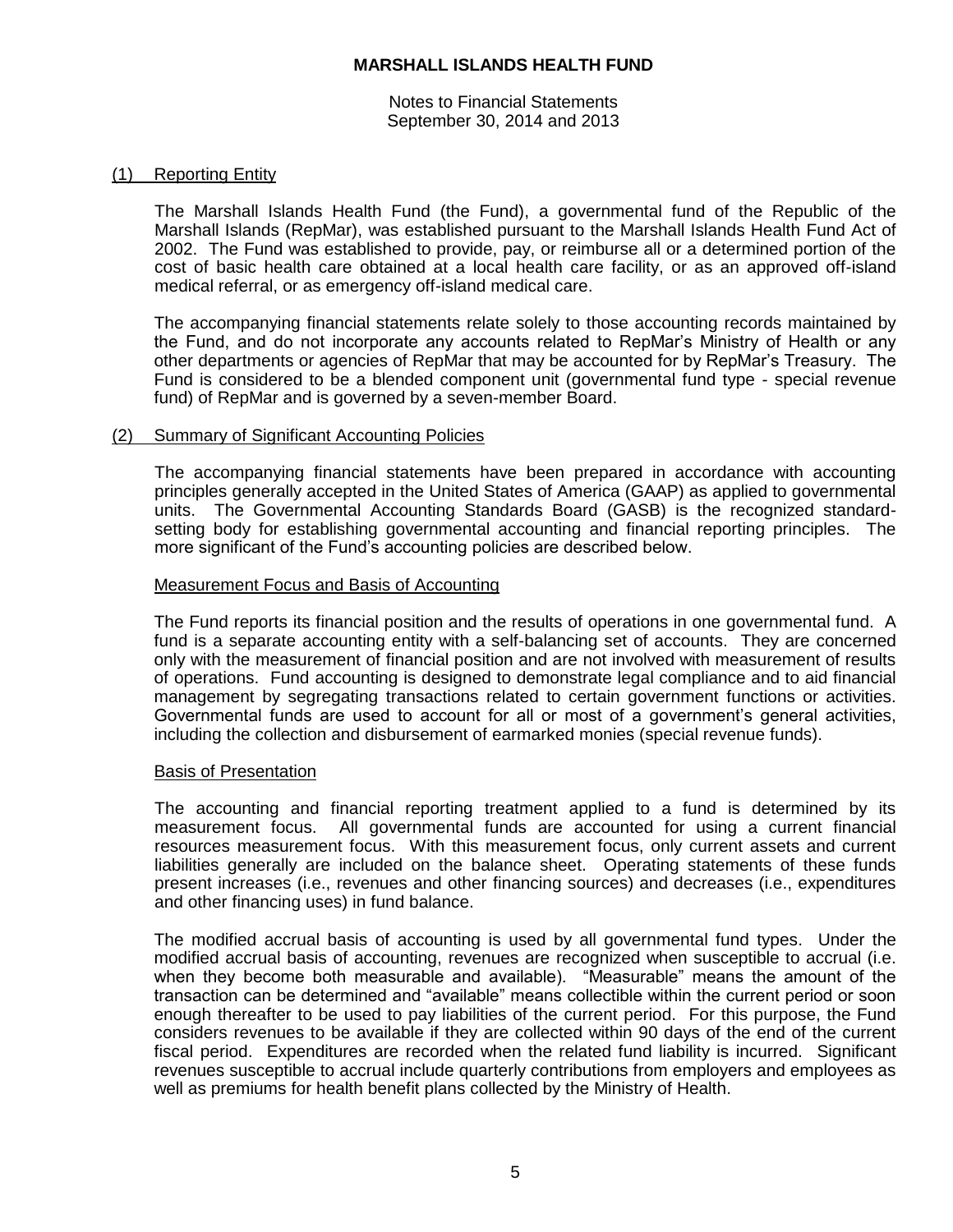# MARSHALL ISLANDS HEALTH FUND

Notes to Financial Statements
September 30, 2014 and 2013

## (1) Reporting Entity

The Marshall Islands Health Fund (the Fund), a governmental fund of the Republic of the Marshall Islands (RepMar), was established pursuant to the Marshall Islands Health Fund Act of 2002. The Fund was established to provide, pay, or reimburse all or a determined portion of the cost of basic health care obtained at a local health care facility, or as an approved off-island medical referral, or as emergency off-island medical care.

The accompanying financial statements relate solely to those accounting records maintained by the Fund, and do not incorporate any accounts related to RepMar's Ministry of Health or any other departments or agencies of RepMar that may be accounted for by RepMar's Treasury. The Fund is considered to be a blended component unit (governmental fund type - special revenue fund) of RepMar and is governed by a seven-member Board.

## (2) Summary of Significant Accounting Policies

The accompanying financial statements have been prepared in accordance with accounting principles generally accepted in the United States of America (GAAP) as applied to governmental units. The Governmental Accounting Standards Board (GASB) is the recognized standard-setting body for establishing governmental accounting and financial reporting principles. The more significant of the Fund's accounting policies are described below.

### Measurement Focus and Basis of Accounting

The Fund reports its financial position and the results of operations in one governmental fund. A fund is a separate accounting entity with a self-balancing set of accounts. They are concerned only with the measurement of financial position and are not involved with measurement of results of operations. Fund accounting is designed to demonstrate legal compliance and to aid financial management by segregating transactions related to certain government functions or activities. Governmental funds are used to account for all or most of a government's general activities, including the collection and disbursement of earmarked monies (special revenue funds).

### Basis of Presentation

The accounting and financial reporting treatment applied to a fund is determined by its measurement focus. All governmental funds are accounted for using a current financial resources measurement focus. With this measurement focus, only current assets and current liabilities generally are included on the balance sheet. Operating statements of these funds present increases (i.e., revenues and other financing sources) and decreases (i.e., expenditures and other financing uses) in fund balance.

The modified accrual basis of accounting is used by all governmental fund types. Under the modified accrual basis of accounting, revenues are recognized when susceptible to accrual (i.e. when they become both measurable and available). "Measurable" means the amount of the transaction can be determined and "available" means collectible within the current period or soon enough thereafter to be used to pay liabilities of the current period. For this purpose, the Fund considers revenues to be available if they are collected within 90 days of the end of the current fiscal period. Expenditures are recorded when the related fund liability is incurred. Significant revenues susceptible to accrual include quarterly contributions from employers and employees as well as premiums for health benefit plans collected by the Ministry of Health.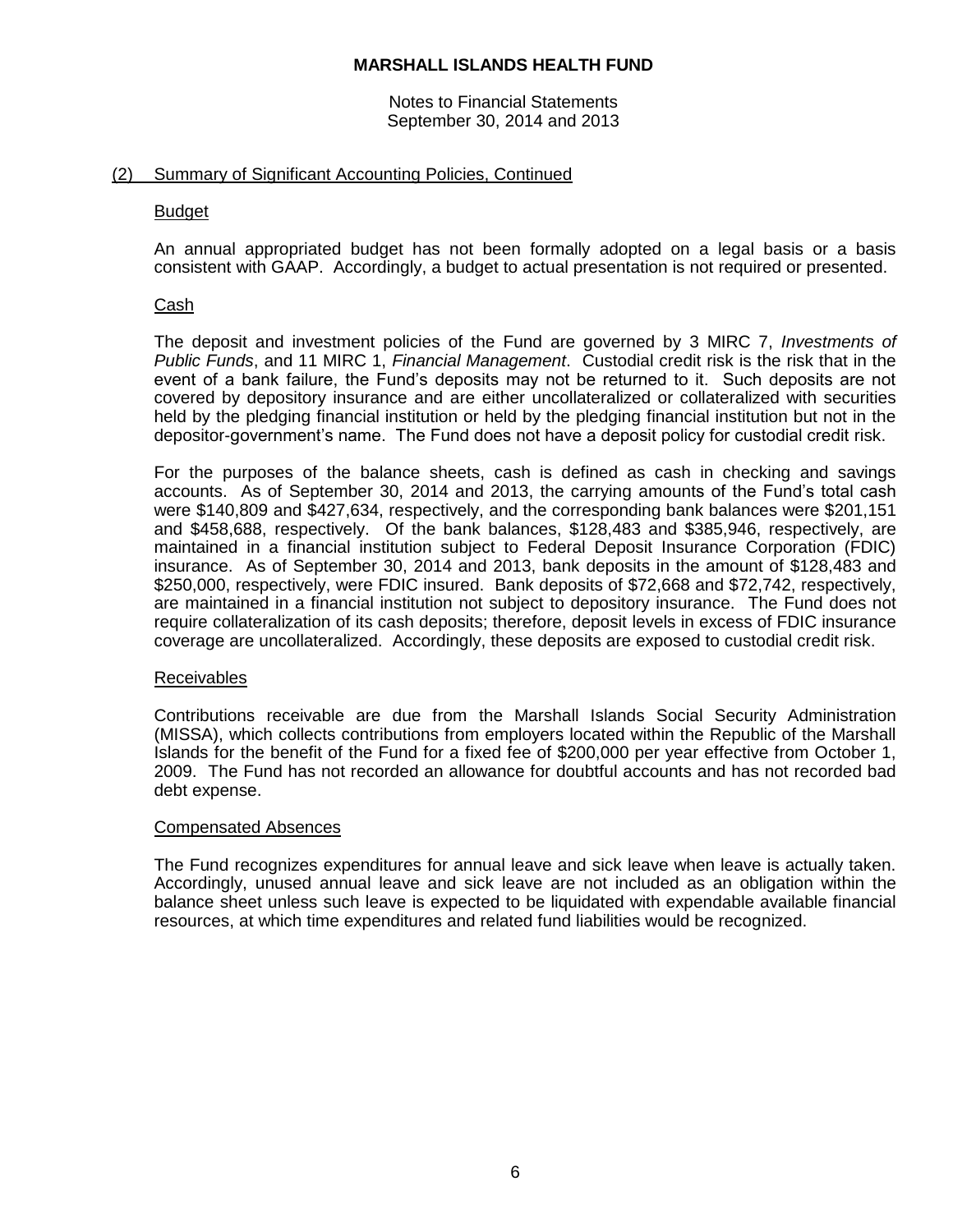(2) Summary of Significant Accounting Policies, Continued

Budget

An annual appropriated budget has not been formally adopted on a legal basis or a basis consistent with GAAP. Accordingly, a budget to actual presentation is not required or presented.

Cash

The deposit and investment policies of the Fund are governed by 3 MIRC 7, *Investments of Public Funds*, and 11 MIRC 1, *Financial Management*. Custodial credit risk is the risk that in the event of a bank failure, the Fund's deposits may not be returned to it. Such deposits are not covered by depository insurance and are either uncollateralized or collateralized with securities held by the pledging financial institution or held by the pledging financial institution but not in the depositor-government's name. The Fund does not have a deposit policy for custodial credit risk.

For the purposes of the balance sheets, cash is defined as cash in checking and savings accounts. As of September 30, 2014 and 2013, the carrying amounts of the Fund's total cash were $140,809 and $427,634, respectively, and the corresponding bank balances were $201,151 and $458,688, respectively. Of the bank balances, $128,483 and $385,946, respectively, are maintained in a financial institution subject to Federal Deposit Insurance Corporation (FDIC) insurance. As of September 30, 2014 and 2013, bank deposits in the amount of $128,483 and $250,000, respectively, were FDIC insured. Bank deposits of $72,668 and $72,742, respectively, are maintained in a financial institution not subject to depository insurance. The Fund does not require collateralization of its cash deposits; therefore, deposit levels in excess of FDIC insurance coverage are uncollateralized. Accordingly, these deposits are exposed to custodial credit risk.

Receivables

Contributions receivable are due from the Marshall Islands Social Security Administration (MISSA), which collects contributions from employers located within the Republic of the Marshall Islands for the benefit of the Fund for a fixed fee of $200,000 per year effective from October 1, 2009. The Fund has not recorded an allowance for doubtful accounts and has not recorded bad debt expense.

Compensated Absences

The Fund recognizes expenditures for annual leave and sick leave when leave is actually taken. Accordingly, unused annual leave and sick leave are not included as an obligation within the balance sheet unless such leave is expected to be liquidated with expendable available financial resources, at which time expenditures and related fund liabilities would be recognized.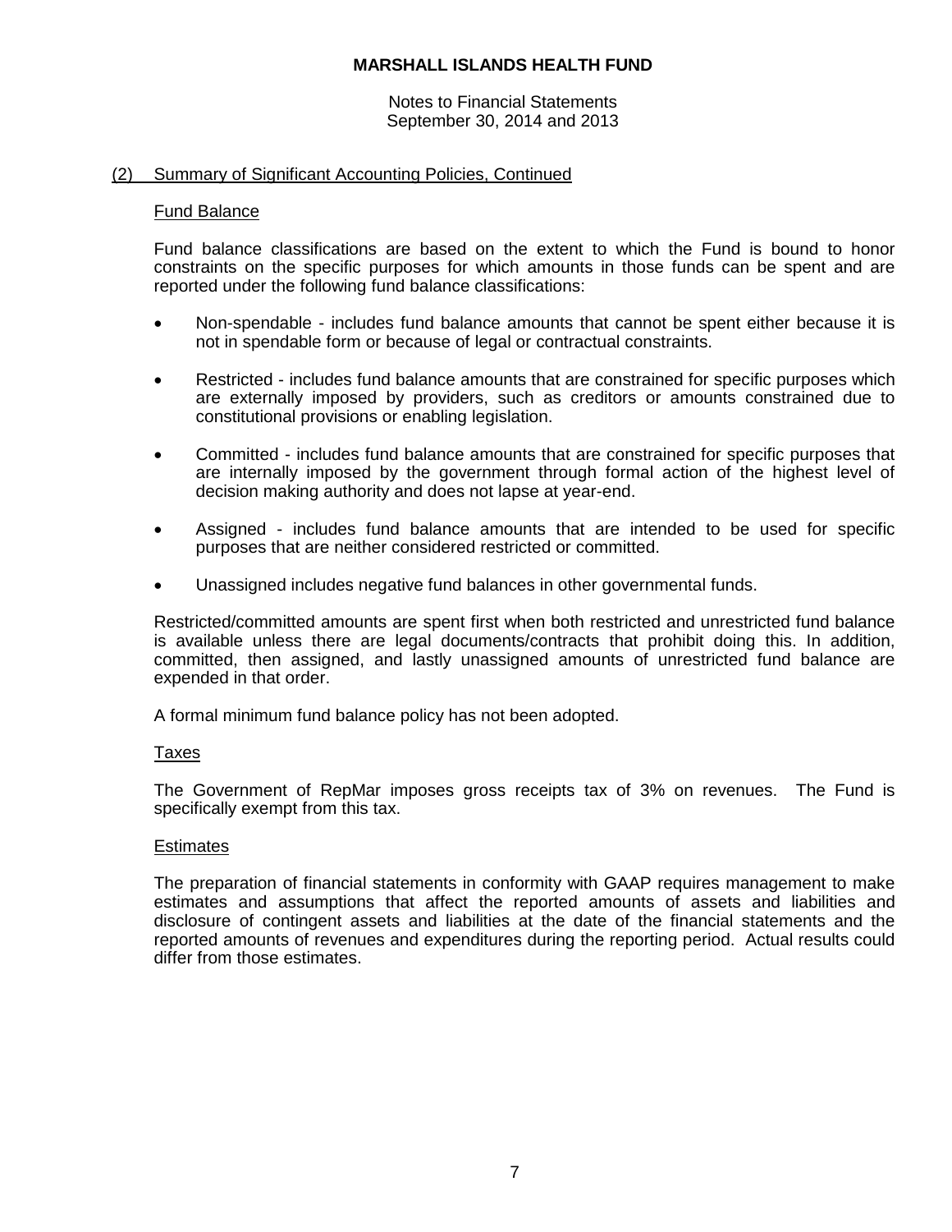## (2) Summary of Significant Accounting Policies, Continued

### Fund Balance

Fund balance classifications are based on the extent to which the Fund is bound to honor constraints on the specific purposes for which amounts in those funds can be spent and are reported under the following fund balance classifications:

- Non-spendable - includes fund balance amounts that cannot be spent either because it is not in spendable form or because of legal or contractual constraints.
- Restricted - includes fund balance amounts that are constrained for specific purposes which are externally imposed by providers, such as creditors or amounts constrained due to constitutional provisions or enabling legislation.
- Committed - includes fund balance amounts that are constrained for specific purposes that are internally imposed by the government through formal action of the highest level of decision making authority and does not lapse at year-end.
- Assigned - includes fund balance amounts that are intended to be used for specific purposes that are neither considered restricted or committed.
- Unassigned includes negative fund balances in other governmental funds.

Restricted/committed amounts are spent first when both restricted and unrestricted fund balance is available unless there are legal documents/contracts that prohibit doing this. In addition, committed, then assigned, and lastly unassigned amounts of unrestricted fund balance are expended in that order.

A formal minimum fund balance policy has not been adopted.

### Taxes

The Government of RepMar imposes gross receipts tax of 3% on revenues. The Fund is specifically exempt from this tax.

### Estimates

The preparation of financial statements in conformity with GAAP requires management to make estimates and assumptions that affect the reported amounts of assets and liabilities and disclosure of contingent assets and liabilities at the date of the financial statements and the reported amounts of revenues and expenditures during the reporting period. Actual results could differ from those estimates.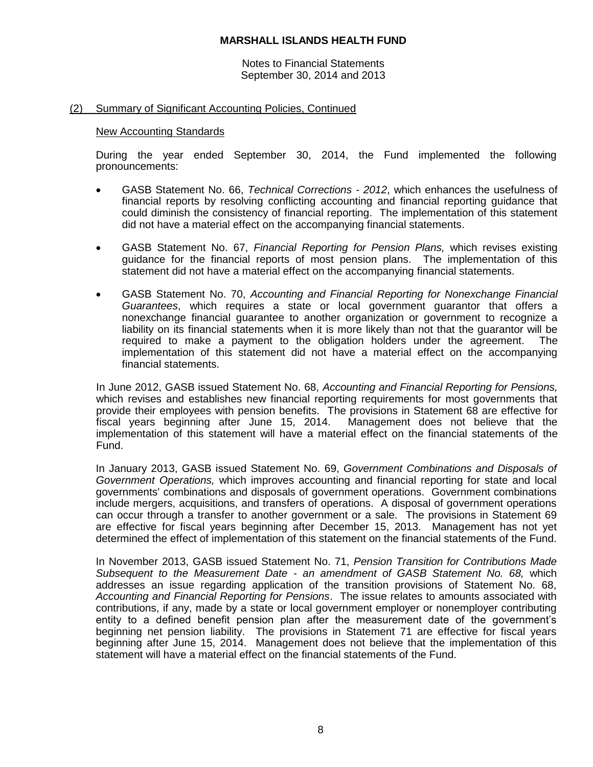## (2) Summary of Significant Accounting Policies, Continued

### New Accounting Standards

During the year ended September 30, 2014, the Fund implemented the following pronouncements:

- GASB Statement No. 66, *Technical Corrections - 2012*, which enhances the usefulness of financial reports by resolving conflicting accounting and financial reporting guidance that could diminish the consistency of financial reporting. The implementation of this statement did not have a material effect on the accompanying financial statements.

- GASB Statement No. 67, *Financial Reporting for Pension Plans,* which revises existing guidance for the financial reports of most pension plans. The implementation of this statement did not have a material effect on the accompanying financial statements.

- GASB Statement No. 70, *Accounting and Financial Reporting for Nonexchange Financial Guarantees*, which requires a state or local government guarantor that offers a nonexchange financial guarantee to another organization or government to recognize a liability on its financial statements when it is more likely than not that the guarantor will be required to make a payment to the obligation holders under the agreement. The implementation of this statement did not have a material effect on the accompanying financial statements.

In June 2012, GASB issued Statement No. 68, *Accounting and Financial Reporting for Pensions,* which revises and establishes new financial reporting requirements for most governments that provide their employees with pension benefits. The provisions in Statement 68 are effective for fiscal years beginning after June 15, 2014. Management does not believe that the implementation of this statement will have a material effect on the financial statements of the Fund.

In January 2013, GASB issued Statement No. 69, *Government Combinations and Disposals of Government Operations,* which improves accounting and financial reporting for state and local governments' combinations and disposals of government operations. Government combinations include mergers, acquisitions, and transfers of operations. A disposal of government operations can occur through a transfer to another government or a sale. The provisions in Statement 69 are effective for fiscal years beginning after December 15, 2013. Management has not yet determined the effect of implementation of this statement on the financial statements of the Fund.

In November 2013, GASB issued Statement No. 71, *Pension Transition for Contributions Made Subsequent to the Measurement Date - an amendment of GASB Statement No. 68,* which addresses an issue regarding application of the transition provisions of Statement No. 68, *Accounting and Financial Reporting for Pensions*. The issue relates to amounts associated with contributions, if any, made by a state or local government employer or nonemployer contributing entity to a defined benefit pension plan after the measurement date of the government's beginning net pension liability. The provisions in Statement 71 are effective for fiscal years beginning after June 15, 2014. Management does not believe that the implementation of this statement will have a material effect on the financial statements of the Fund.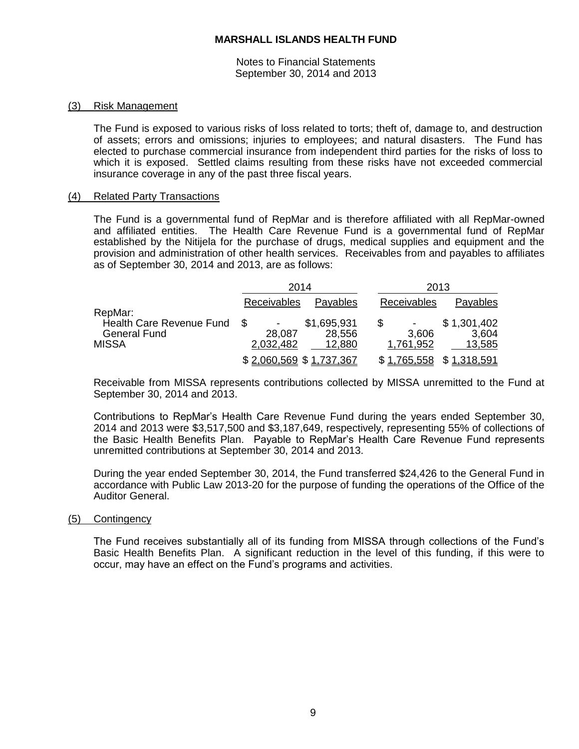**MARSHALL ISLANDS HEALTH FUND**

Notes to Financial Statements
September 30, 2014 and 2013

## (3) Risk Management

The Fund is exposed to various risks of loss related to torts; theft of, damage to, and destruction of assets; errors and omissions; injuries to employees; and natural disasters. The Fund has elected to purchase commercial insurance from independent third parties for the risks of loss to which it is exposed. Settled claims resulting from these risks have not exceeded commercial insurance coverage in any of the past three fiscal years.

## (4) Related Party Transactions

The Fund is a governmental fund of RepMar and is therefore affiliated with all RepMar-owned and affiliated entities. The Health Care Revenue Fund is a governmental fund of RepMar established by the Nitijela for the purchase of drugs, medical supplies and equipment and the provision and administration of other health services. Receivables from and payables to affiliates as of September 30, 2014 and 2013, are as follows:

| | 2014 | | 2013 | |
|---|---|---|---|---|
| | Receivables | Payables | Receivables | Payables |
| RepMar: | | | | |
| Health Care Revenue Fund | $ - | $1,695,931 | $ - | $ 1,301,402 |
| General Fund | 28,087 | 28,556 | 3,606 | 3,604 |
| MISSA | 2,032,482 | 12,880 | 1,761,952 | 13,585 |
| | $ 2,060,569 | $ 1,737,367 | $ 1,765,558 | $ 1,318,591 |

Receivable from MISSA represents contributions collected by MISSA unremitted to the Fund at September 30, 2014 and 2013.

Contributions to RepMar's Health Care Revenue Fund during the years ended September 30, 2014 and 2013 were $3,517,500 and $3,187,649, respectively, representing 55% of collections of the Basic Health Benefits Plan. Payable to RepMar's Health Care Revenue Fund represents unremitted contributions at September 30, 2014 and 2013.

During the year ended September 30, 2014, the Fund transferred $24,426 to the General Fund in accordance with Public Law 2013-20 for the purpose of funding the operations of the Office of the Auditor General.

## (5) Contingency

The Fund receives substantially all of its funding from MISSA through collections of the Fund's Basic Health Benefits Plan. A significant reduction in the level of this funding, if this were to occur, may have an effect on the Fund's programs and activities.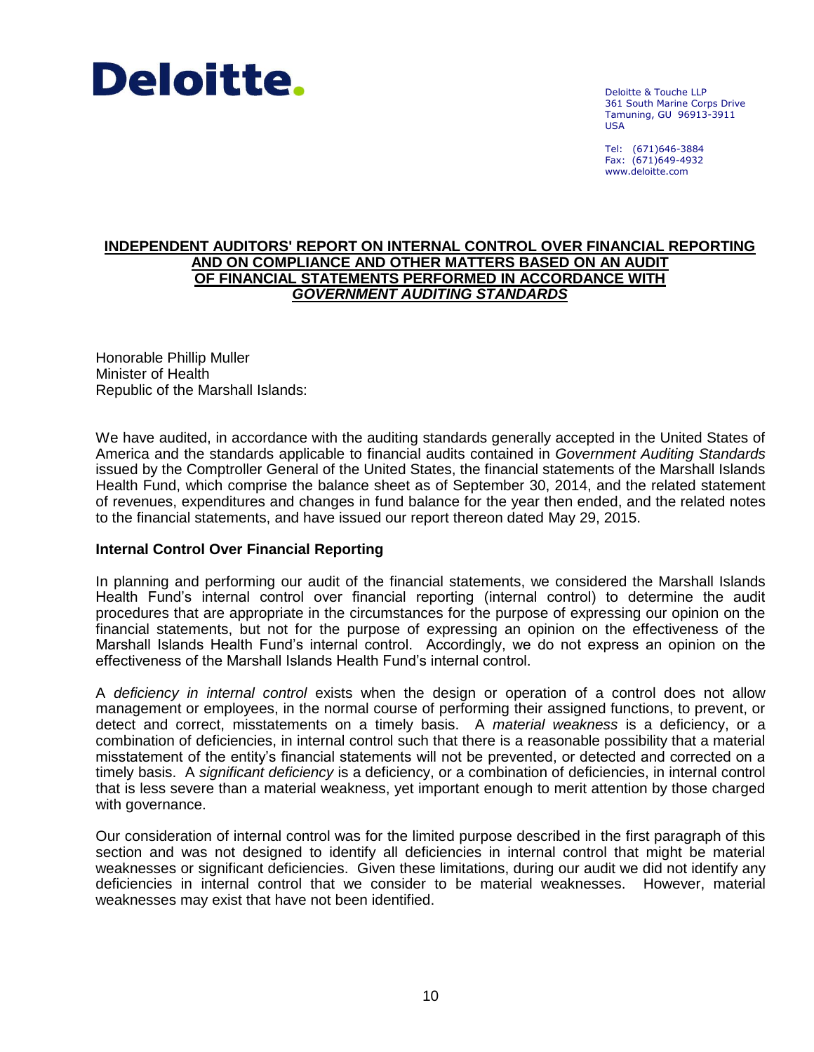**Deloitte.**

Deloitte & Touche LLP
361 South Marine Corps Drive
Tamuning, GU 96913-3911
USA

Tel: (671)646-3884
Fax: (671)649-4932
www.deloitte.com

## INDEPENDENT AUDITORS' REPORT ON INTERNAL CONTROL OVER FINANCIAL REPORTING AND ON COMPLIANCE AND OTHER MATTERS BASED ON AN AUDIT OF FINANCIAL STATEMENTS PERFORMED IN ACCORDANCE WITH *GOVERNMENT AUDITING STANDARDS*

Honorable Phillip Muller
Minister of Health
Republic of the Marshall Islands:

We have audited, in accordance with the auditing standards generally accepted in the United States of America and the standards applicable to financial audits contained in *Government Auditing Standards* issued by the Comptroller General of the United States, the financial statements of the Marshall Islands Health Fund, which comprise the balance sheet as of September 30, 2014, and the related statement of revenues, expenditures and changes in fund balance for the year then ended, and the related notes to the financial statements, and have issued our report thereon dated May 29, 2015.

### Internal Control Over Financial Reporting

In planning and performing our audit of the financial statements, we considered the Marshall Islands Health Fund's internal control over financial reporting (internal control) to determine the audit procedures that are appropriate in the circumstances for the purpose of expressing our opinion on the financial statements, but not for the purpose of expressing an opinion on the effectiveness of the Marshall Islands Health Fund's internal control. Accordingly, we do not express an opinion on the effectiveness of the Marshall Islands Health Fund's internal control.

A *deficiency in internal control* exists when the design or operation of a control does not allow management or employees, in the normal course of performing their assigned functions, to prevent, or detect and correct, misstatements on a timely basis. A *material weakness* is a deficiency, or a combination of deficiencies, in internal control such that there is a reasonable possibility that a material misstatement of the entity's financial statements will not be prevented, or detected and corrected on a timely basis. A *significant deficiency* is a deficiency, or a combination of deficiencies, in internal control that is less severe than a material weakness, yet important enough to merit attention by those charged with governance.

Our consideration of internal control was for the limited purpose described in the first paragraph of this section and was not designed to identify all deficiencies in internal control that might be material weaknesses or significant deficiencies. Given these limitations, during our audit we did not identify any deficiencies in internal control that we consider to be material weaknesses. However, material weaknesses may exist that have not been identified.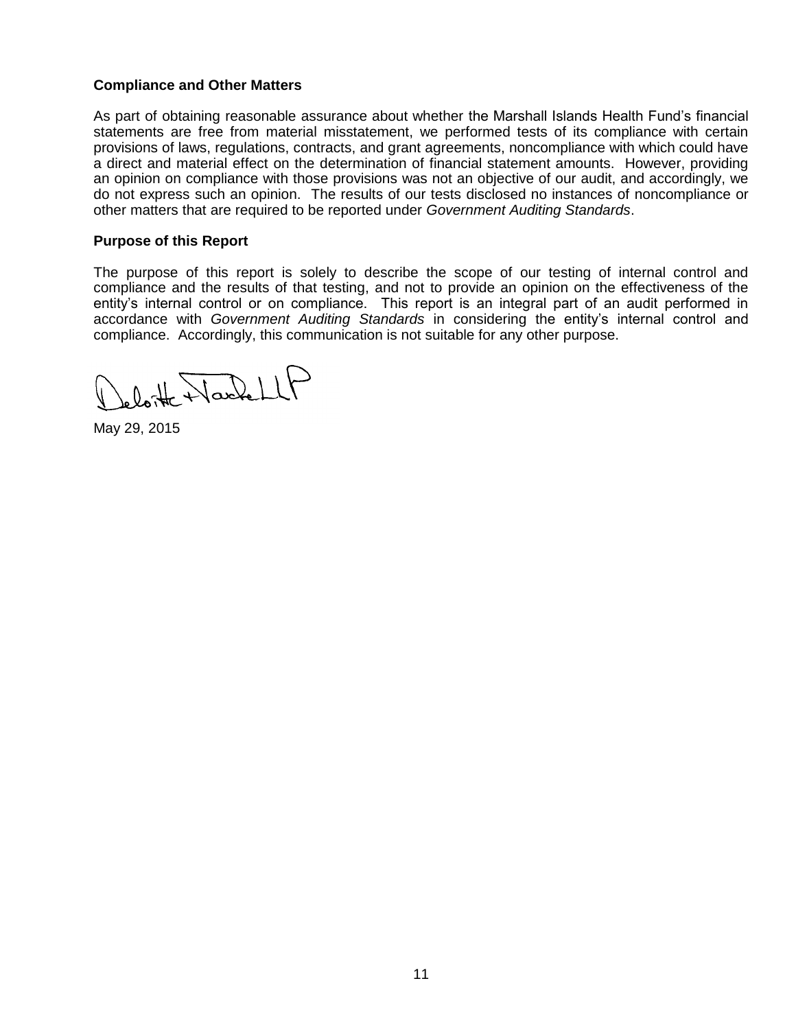**Compliance and Other Matters**

As part of obtaining reasonable assurance about whether the Marshall Islands Health Fund's financial statements are free from material misstatement, we performed tests of its compliance with certain provisions of laws, regulations, contracts, and grant agreements, noncompliance with which could have a direct and material effect on the determination of financial statement amounts. However, providing an opinion on compliance with those provisions was not an objective of our audit, and accordingly, we do not express such an opinion. The results of our tests disclosed no instances of noncompliance or other matters that are required to be reported under *Government Auditing Standards*.

**Purpose of this Report**

The purpose of this report is solely to describe the scope of our testing of internal control and compliance and the results of that testing, and not to provide an opinion on the effectiveness of the entity's internal control or on compliance. This report is an integral part of an audit performed in accordance with *Government Auditing Standards* in considering the entity's internal control and compliance. Accordingly, this communication is not suitable for any other purpose.

Deloitte & Touche LLP

May 29, 2015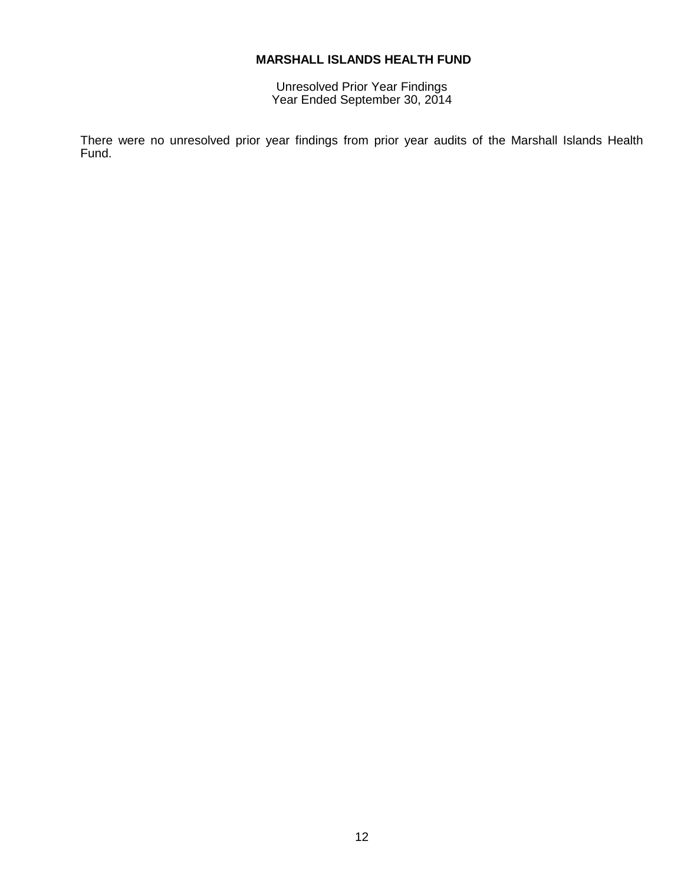# MARSHALL ISLANDS HEALTH FUND

Unresolved Prior Year Findings
Year Ended September 30, 2014

There were no unresolved prior year findings from prior year audits of the Marshall Islands Health Fund.